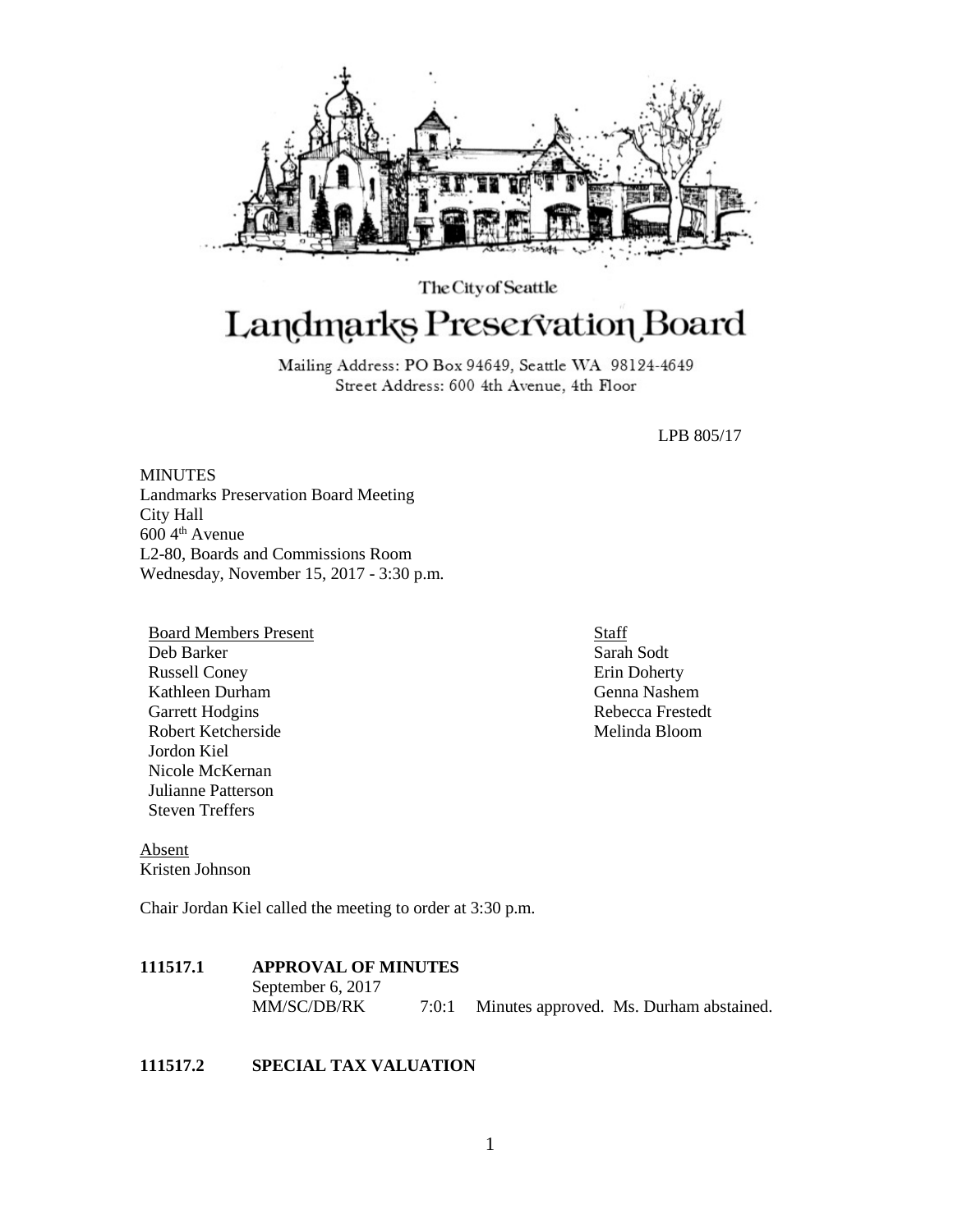The City of Seattle

# Landmarks Preservation Board

Mailing Address: PO Box 94649, Seattle WA 98124-4649
Street Address: 600 4th Avenue, 4th Floor

LPB 805/17

MINUTES
Landmarks Preservation Board Meeting
City Hall
600 4th Avenue
L2-80, Boards and Commissions Room
Wednesday, November 15, 2017 - 3:30 p.m.

Board Members Present
Deb Barker
Russell Coney
Kathleen Durham
Garrett Hodgins
Robert Ketcherside
Jordon Kiel
Nicole McKernan
Julianne Patterson
Steven Treffers

Staff
Sarah Sodt
Erin Doherty
Genna Nashem
Rebecca Frestedt
Melinda Bloom

Absent
Kristen Johnson

Chair Jordan Kiel called the meeting to order at 3:30 p.m.

**111517.1 APPROVAL OF MINUTES**

September 6, 2017
MM/SC/DB/RK 7:0:1 Minutes approved. Ms. Durham abstained.

**111517.2 SPECIAL TAX VALUATION**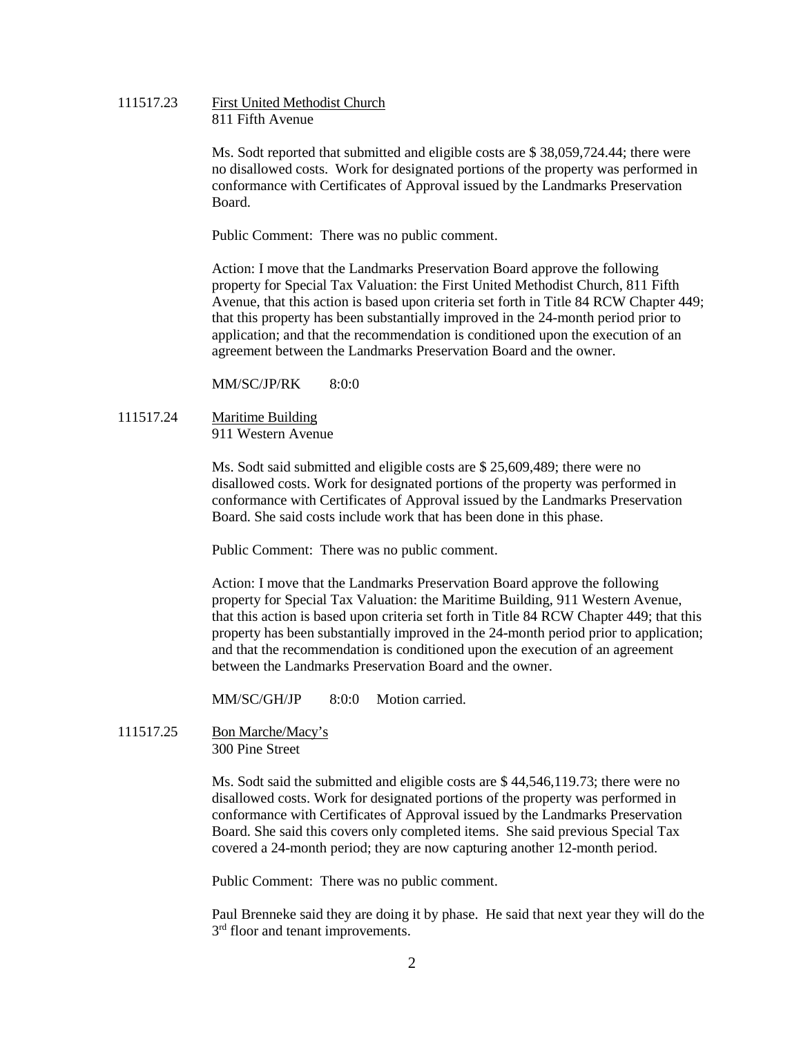111517.23 First United Methodist Church
811 Fifth Avenue

Ms. Sodt reported that submitted and eligible costs are $ 38,059,724.44; there were no disallowed costs. Work for designated portions of the property was performed in conformance with Certificates of Approval issued by the Landmarks Preservation Board.

Public Comment: There was no public comment.

Action: I move that the Landmarks Preservation Board approve the following property for Special Tax Valuation: the First United Methodist Church, 811 Fifth Avenue, that this action is based upon criteria set forth in Title 84 RCW Chapter 449; that this property has been substantially improved in the 24-month period prior to application; and that the recommendation is conditioned upon the execution of an agreement between the Landmarks Preservation Board and the owner.

MM/SC/JP/RK 8:0:0

111517.24 Maritime Building
911 Western Avenue

Ms. Sodt said submitted and eligible costs are $ 25,609,489; there were no disallowed costs. Work for designated portions of the property was performed in conformance with Certificates of Approval issued by the Landmarks Preservation Board. She said costs include work that has been done in this phase.

Public Comment: There was no public comment.

Action: I move that the Landmarks Preservation Board approve the following property for Special Tax Valuation: the Maritime Building, 911 Western Avenue, that this action is based upon criteria set forth in Title 84 RCW Chapter 449; that this property has been substantially improved in the 24-month period prior to application; and that the recommendation is conditioned upon the execution of an agreement between the Landmarks Preservation Board and the owner.

MM/SC/GH/JP 8:0:0 Motion carried.

111517.25 Bon Marche/Macy's
300 Pine Street

Ms. Sodt said the submitted and eligible costs are $ 44,546,119.73; there were no disallowed costs. Work for designated portions of the property was performed in conformance with Certificates of Approval issued by the Landmarks Preservation Board. She said this covers only completed items. She said previous Special Tax covered a 24-month period; they are now capturing another 12-month period.

Public Comment: There was no public comment.

Paul Brenneke said they are doing it by phase. He said that next year they will do the 3rd floor and tenant improvements.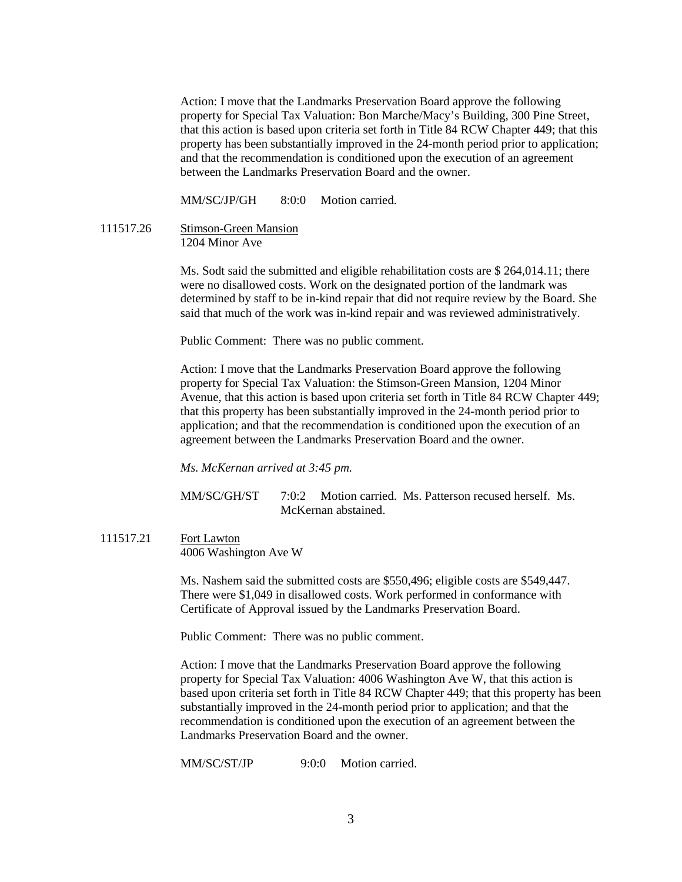Action: I move that the Landmarks Preservation Board approve the following property for Special Tax Valuation: Bon Marche/Macy's Building, 300 Pine Street, that this action is based upon criteria set forth in Title 84 RCW Chapter 449; that this property has been substantially improved in the 24-month period prior to application; and that the recommendation is conditioned upon the execution of an agreement between the Landmarks Preservation Board and the owner.

MM/SC/JP/GH 8:0:0 Motion carried.

111517.26 Stimson-Green Mansion
1204 Minor Ave

Ms. Sodt said the submitted and eligible rehabilitation costs are $ 264,014.11; there were no disallowed costs. Work on the designated portion of the landmark was determined by staff to be in-kind repair that did not require review by the Board. She said that much of the work was in-kind repair and was reviewed administratively.

Public Comment: There was no public comment.

Action: I move that the Landmarks Preservation Board approve the following property for Special Tax Valuation: the Stimson-Green Mansion, 1204 Minor Avenue, that this action is based upon criteria set forth in Title 84 RCW Chapter 449; that this property has been substantially improved in the 24-month period prior to application; and that the recommendation is conditioned upon the execution of an agreement between the Landmarks Preservation Board and the owner.

*Ms. McKernan arrived at 3:45 pm.*

MM/SC/GH/ST 7:0:2 Motion carried. Ms. Patterson recused herself. Ms. McKernan abstained.

111517.21 Fort Lawton
4006 Washington Ave W

Ms. Nashem said the submitted costs are $550,496; eligible costs are $549,447. There were $1,049 in disallowed costs. Work performed in conformance with Certificate of Approval issued by the Landmarks Preservation Board.

Public Comment: There was no public comment.

Action: I move that the Landmarks Preservation Board approve the following property for Special Tax Valuation: 4006 Washington Ave W, that this action is based upon criteria set forth in Title 84 RCW Chapter 449; that this property has been substantially improved in the 24-month period prior to application; and that the recommendation is conditioned upon the execution of an agreement between the Landmarks Preservation Board and the owner.

MM/SC/ST/JP 9:0:0 Motion carried.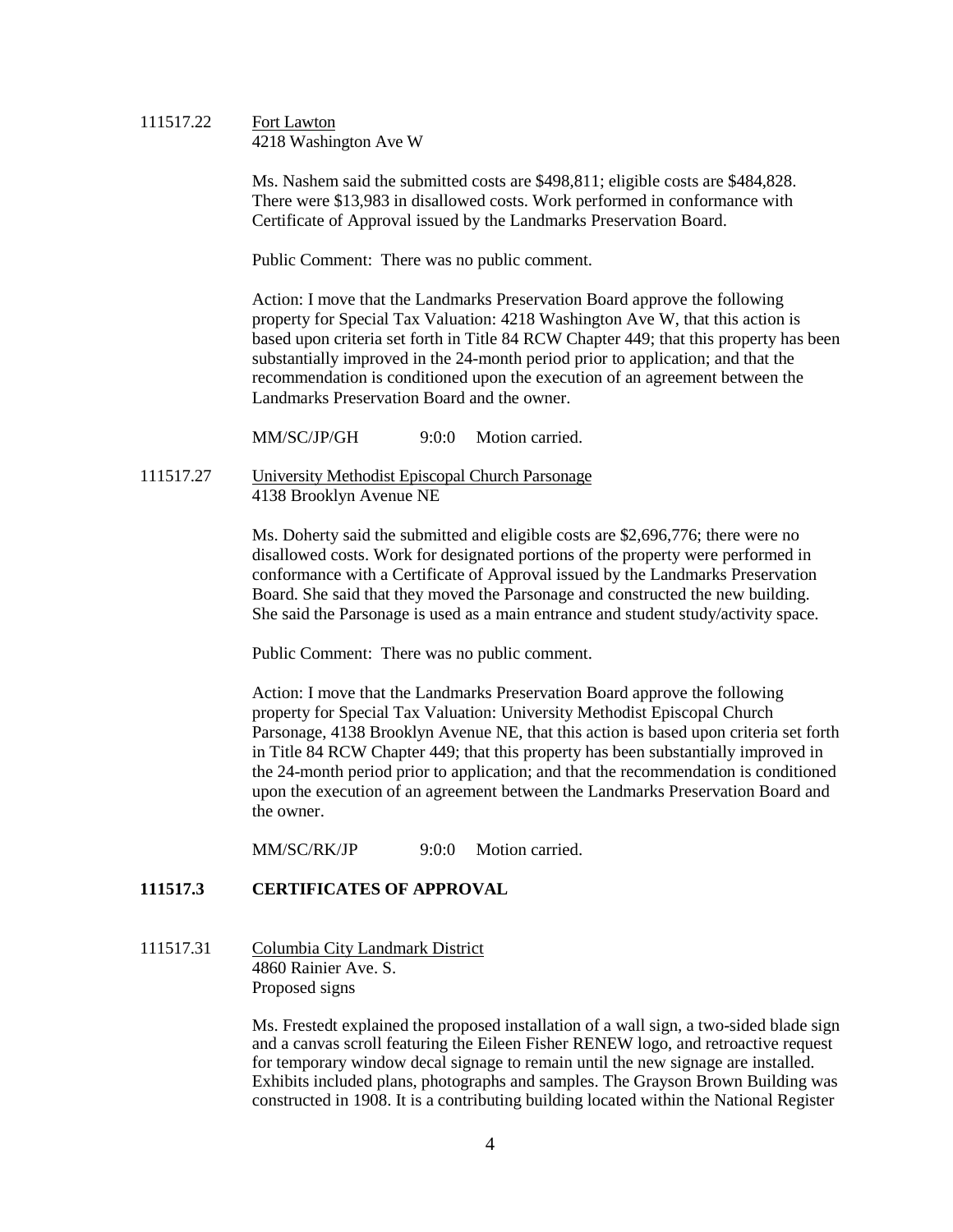111517.22 Fort Lawton
4218 Washington Ave W

Ms. Nashem said the submitted costs are $498,811; eligible costs are $484,828. There were $13,983 in disallowed costs. Work performed in conformance with Certificate of Approval issued by the Landmarks Preservation Board.

Public Comment: There was no public comment.

Action: I move that the Landmarks Preservation Board approve the following property for Special Tax Valuation: 4218 Washington Ave W, that this action is based upon criteria set forth in Title 84 RCW Chapter 449; that this property has been substantially improved in the 24-month period prior to application; and that the recommendation is conditioned upon the execution of an agreement between the Landmarks Preservation Board and the owner.

MM/SC/JP/GH 9:0:0 Motion carried.

111517.27 University Methodist Episcopal Church Parsonage
4138 Brooklyn Avenue NE

Ms. Doherty said the submitted and eligible costs are $2,696,776; there were no disallowed costs. Work for designated portions of the property were performed in conformance with a Certificate of Approval issued by the Landmarks Preservation Board. She said that they moved the Parsonage and constructed the new building. She said the Parsonage is used as a main entrance and student study/activity space.

Public Comment: There was no public comment.

Action: I move that the Landmarks Preservation Board approve the following property for Special Tax Valuation: University Methodist Episcopal Church Parsonage, 4138 Brooklyn Avenue NE, that this action is based upon criteria set forth in Title 84 RCW Chapter 449; that this property has been substantially improved in the 24-month period prior to application; and that the recommendation is conditioned upon the execution of an agreement between the Landmarks Preservation Board and the owner.

MM/SC/RK/JP 9:0:0 Motion carried.

## 111517.3 CERTIFICATES OF APPROVAL

111517.31 Columbia City Landmark District
4860 Rainier Ave. S.
Proposed signs

Ms. Frestedt explained the proposed installation of a wall sign, a two-sided blade sign and a canvas scroll featuring the Eileen Fisher RENEW logo, and retroactive request for temporary window decal signage to remain until the new signage are installed. Exhibits included plans, photographs and samples. The Grayson Brown Building was constructed in 1908. It is a contributing building located within the National Register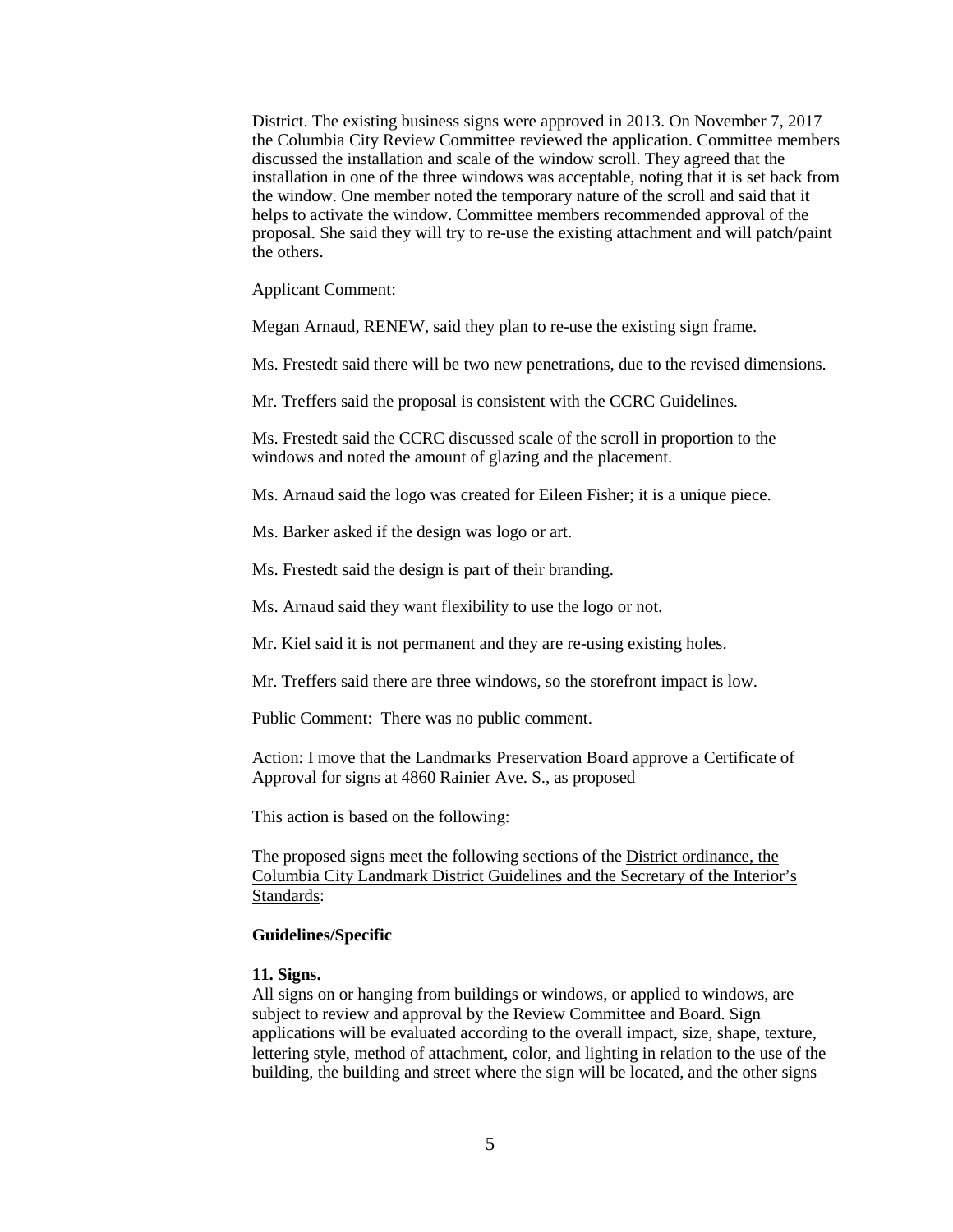District. The existing business signs were approved in 2013. On November 7, 2017 the Columbia City Review Committee reviewed the application. Committee members discussed the installation and scale of the window scroll. They agreed that the installation in one of the three windows was acceptable, noting that it is set back from the window. One member noted the temporary nature of the scroll and said that it helps to activate the window. Committee members recommended approval of the proposal. She said they will try to re-use the existing attachment and will patch/paint the others.

Applicant Comment:

Megan Arnaud, RENEW, said they plan to re-use the existing sign frame.

Ms. Frestedt said there will be two new penetrations, due to the revised dimensions.

Mr. Treffers said the proposal is consistent with the CCRC Guidelines.

Ms. Frestedt said the CCRC discussed scale of the scroll in proportion to the windows and noted the amount of glazing and the placement.

Ms. Arnaud said the logo was created for Eileen Fisher; it is a unique piece.

Ms. Barker asked if the design was logo or art.

Ms. Frestedt said the design is part of their branding.

Ms. Arnaud said they want flexibility to use the logo or not.

Mr. Kiel said it is not permanent and they are re-using existing holes.

Mr. Treffers said there are three windows, so the storefront impact is low.

Public Comment: There was no public comment.

Action: I move that the Landmarks Preservation Board approve a Certificate of Approval for signs at 4860 Rainier Ave. S., as proposed

This action is based on the following:

The proposed signs meet the following sections of the District ordinance, the Columbia City Landmark District Guidelines and the Secretary of the Interior's Standards:

**Guidelines/Specific**

**11. Signs.**
All signs on or hanging from buildings or windows, or applied to windows, are subject to review and approval by the Review Committee and Board. Sign applications will be evaluated according to the overall impact, size, shape, texture, lettering style, method of attachment, color, and lighting in relation to the use of the building, the building and street where the sign will be located, and the other signs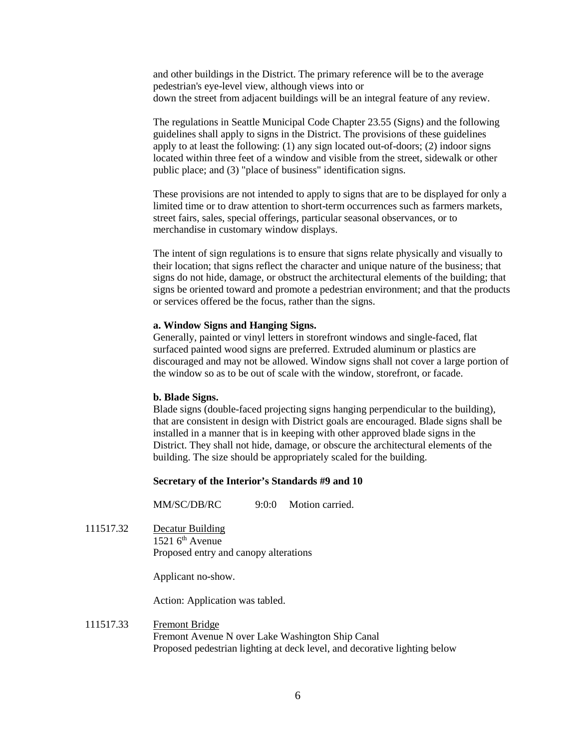and other buildings in the District. The primary reference will be to the average pedestrian's eye-level view, although views into or
down the street from adjacent buildings will be an integral feature of any review.

The regulations in Seattle Municipal Code Chapter 23.55 (Signs) and the following guidelines shall apply to signs in the District. The provisions of these guidelines apply to at least the following: (1) any sign located out-of-doors; (2) indoor signs located within three feet of a window and visible from the street, sidewalk or other public place; and (3) "place of business" identification signs.

These provisions are not intended to apply to signs that are to be displayed for only a limited time or to draw attention to short-term occurrences such as farmers markets, street fairs, sales, special offerings, particular seasonal observances, or to merchandise in customary window displays.

The intent of sign regulations is to ensure that signs relate physically and visually to their location; that signs reflect the character and unique nature of the business; that signs do not hide, damage, or obstruct the architectural elements of the building; that signs be oriented toward and promote a pedestrian environment; and that the products or services offered be the focus, rather than the signs.

**a. Window Signs and Hanging Signs.**
Generally, painted or vinyl letters in storefront windows and single-faced, flat surfaced painted wood signs are preferred. Extruded aluminum or plastics are discouraged and may not be allowed. Window signs shall not cover a large portion of the window so as to be out of scale with the window, storefront, or facade.

**b. Blade Signs.**
Blade signs (double-faced projecting signs hanging perpendicular to the building), that are consistent in design with District goals are encouraged. Blade signs shall be installed in a manner that is in keeping with other approved blade signs in the District. They shall not hide, damage, or obscure the architectural elements of the building. The size should be appropriately scaled for the building.

**Secretary of the Interior's Standards #9 and 10**

MM/SC/DB/RC 9:0:0 Motion carried.

111517.32 Decatur Building
1521 6th Avenue
Proposed entry and canopy alterations

Applicant no-show.

Action: Application was tabled.

111517.33 Fremont Bridge
Fremont Avenue N over Lake Washington Ship Canal
Proposed pedestrian lighting at deck level, and decorative lighting below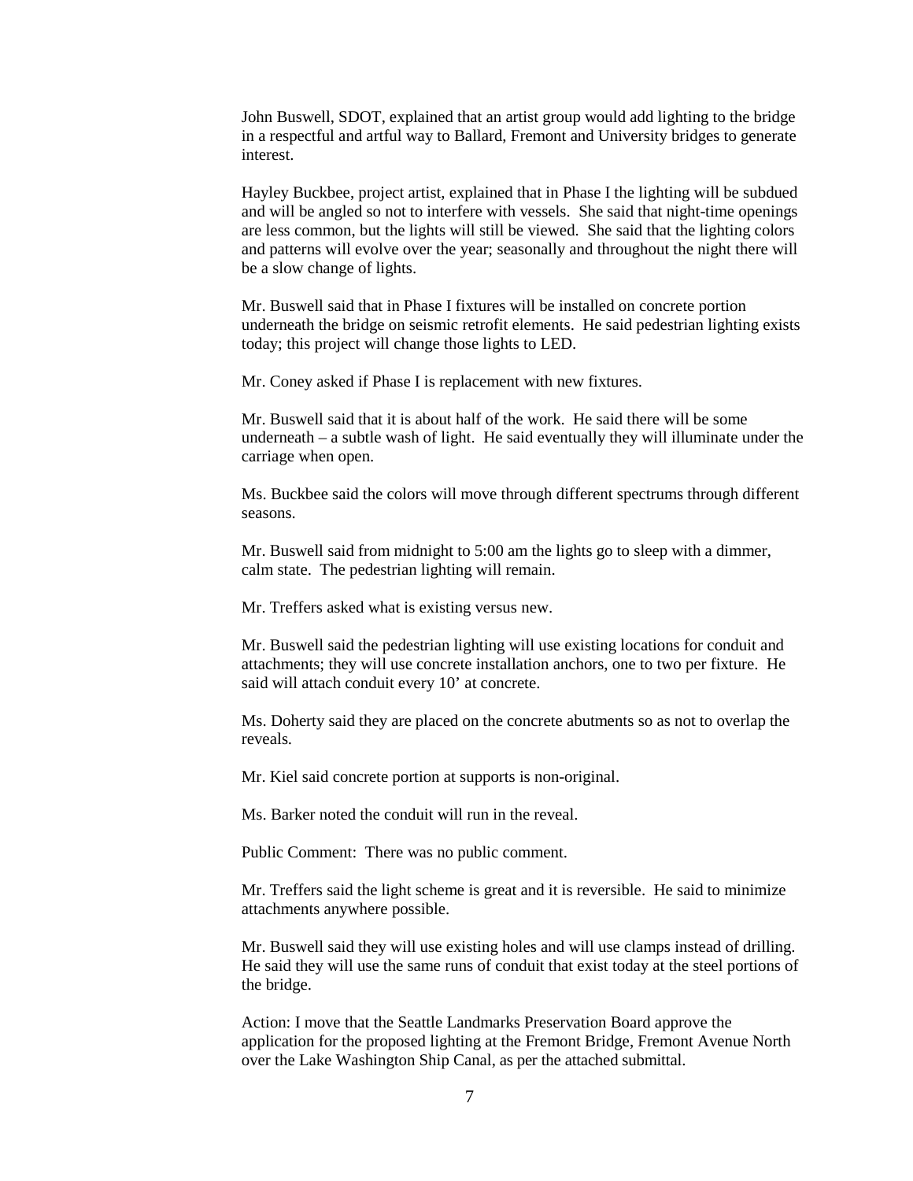John Buswell, SDOT, explained that an artist group would add lighting to the bridge in a respectful and artful way to Ballard, Fremont and University bridges to generate interest.

Hayley Buckbee, project artist, explained that in Phase I the lighting will be subdued and will be angled so not to interfere with vessels. She said that night-time openings are less common, but the lights will still be viewed. She said that the lighting colors and patterns will evolve over the year; seasonally and throughout the night there will be a slow change of lights.

Mr. Buswell said that in Phase I fixtures will be installed on concrete portion underneath the bridge on seismic retrofit elements. He said pedestrian lighting exists today; this project will change those lights to LED.

Mr. Coney asked if Phase I is replacement with new fixtures.

Mr. Buswell said that it is about half of the work. He said there will be some underneath – a subtle wash of light. He said eventually they will illuminate under the carriage when open.

Ms. Buckbee said the colors will move through different spectrums through different seasons.

Mr. Buswell said from midnight to 5:00 am the lights go to sleep with a dimmer, calm state. The pedestrian lighting will remain.

Mr. Treffers asked what is existing versus new.

Mr. Buswell said the pedestrian lighting will use existing locations for conduit and attachments; they will use concrete installation anchors, one to two per fixture. He said will attach conduit every 10' at concrete.

Ms. Doherty said they are placed on the concrete abutments so as not to overlap the reveals.

Mr. Kiel said concrete portion at supports is non-original.

Ms. Barker noted the conduit will run in the reveal.

Public Comment: There was no public comment.

Mr. Treffers said the light scheme is great and it is reversible. He said to minimize attachments anywhere possible.

Mr. Buswell said they will use existing holes and will use clamps instead of drilling. He said they will use the same runs of conduit that exist today at the steel portions of the bridge.

Action: I move that the Seattle Landmarks Preservation Board approve the application for the proposed lighting at the Fremont Bridge, Fremont Avenue North over the Lake Washington Ship Canal, as per the attached submittal.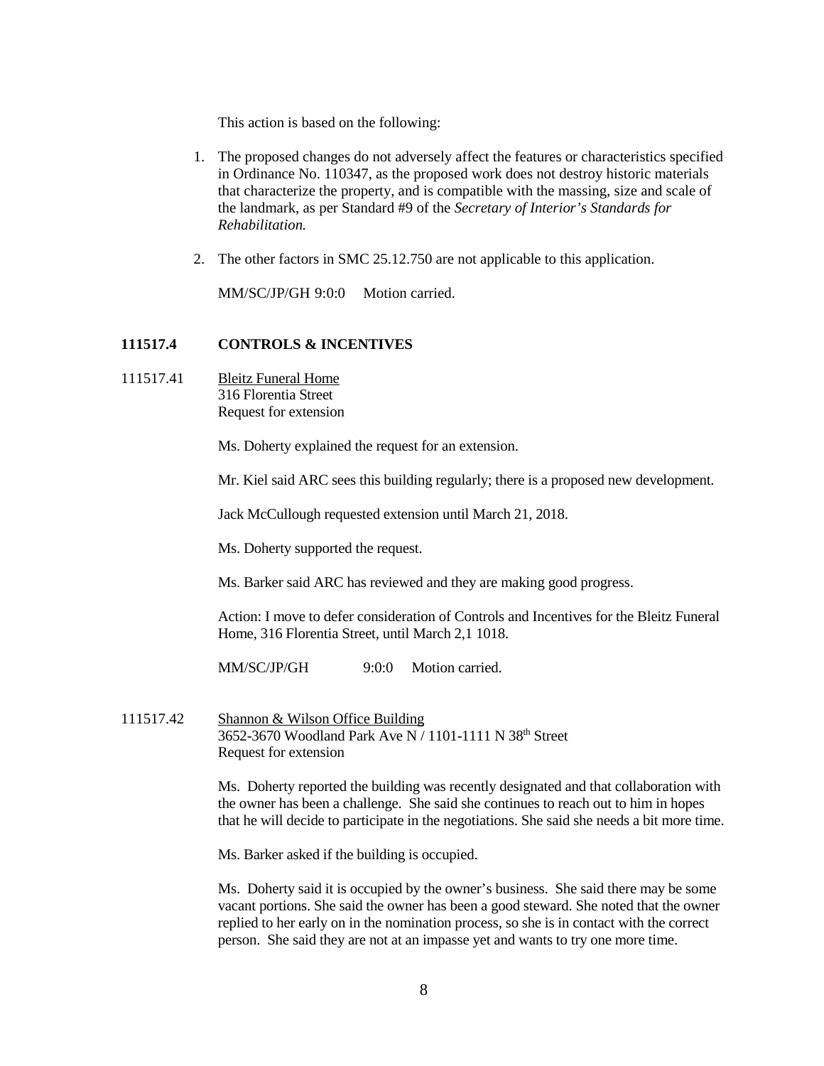This action is based on the following:

1. The proposed changes do not adversely affect the features or characteristics specified in Ordinance No. 110347, as the proposed work does not destroy historic materials that characterize the property, and is compatible with the massing, size and scale of the landmark, as per Standard #9 of the *Secretary of Interior's Standards for Rehabilitation.*

2. The other factors in SMC 25.12.750 are not applicable to this application.

MM/SC/JP/GH 9:0:0 Motion carried.

**111517.4 CONTROLS & INCENTIVES**

111517.41 Bleitz Funeral Home
316 Florentia Street
Request for extension

Ms. Doherty explained the request for an extension.

Mr. Kiel said ARC sees this building regularly; there is a proposed new development.

Jack McCullough requested extension until March 21, 2018.

Ms. Doherty supported the request.

Ms. Barker said ARC has reviewed and they are making good progress.

Action: I move to defer consideration of Controls and Incentives for the Bleitz Funeral Home, 316 Florentia Street, until March 2,1 1018.

MM/SC/JP/GH 9:0:0 Motion carried.

111517.42 Shannon & Wilson Office Building
3652-3670 Woodland Park Ave N / 1101-1111 N 38th Street
Request for extension

Ms. Doherty reported the building was recently designated and that collaboration with the owner has been a challenge. She said she continues to reach out to him in hopes that he will decide to participate in the negotiations. She said she needs a bit more time.

Ms. Barker asked if the building is occupied.

Ms. Doherty said it is occupied by the owner's business. She said there may be some vacant portions. She said the owner has been a good steward. She noted that the owner replied to her early on in the nomination process, so she is in contact with the correct person. She said they are not at an impasse yet and wants to try one more time.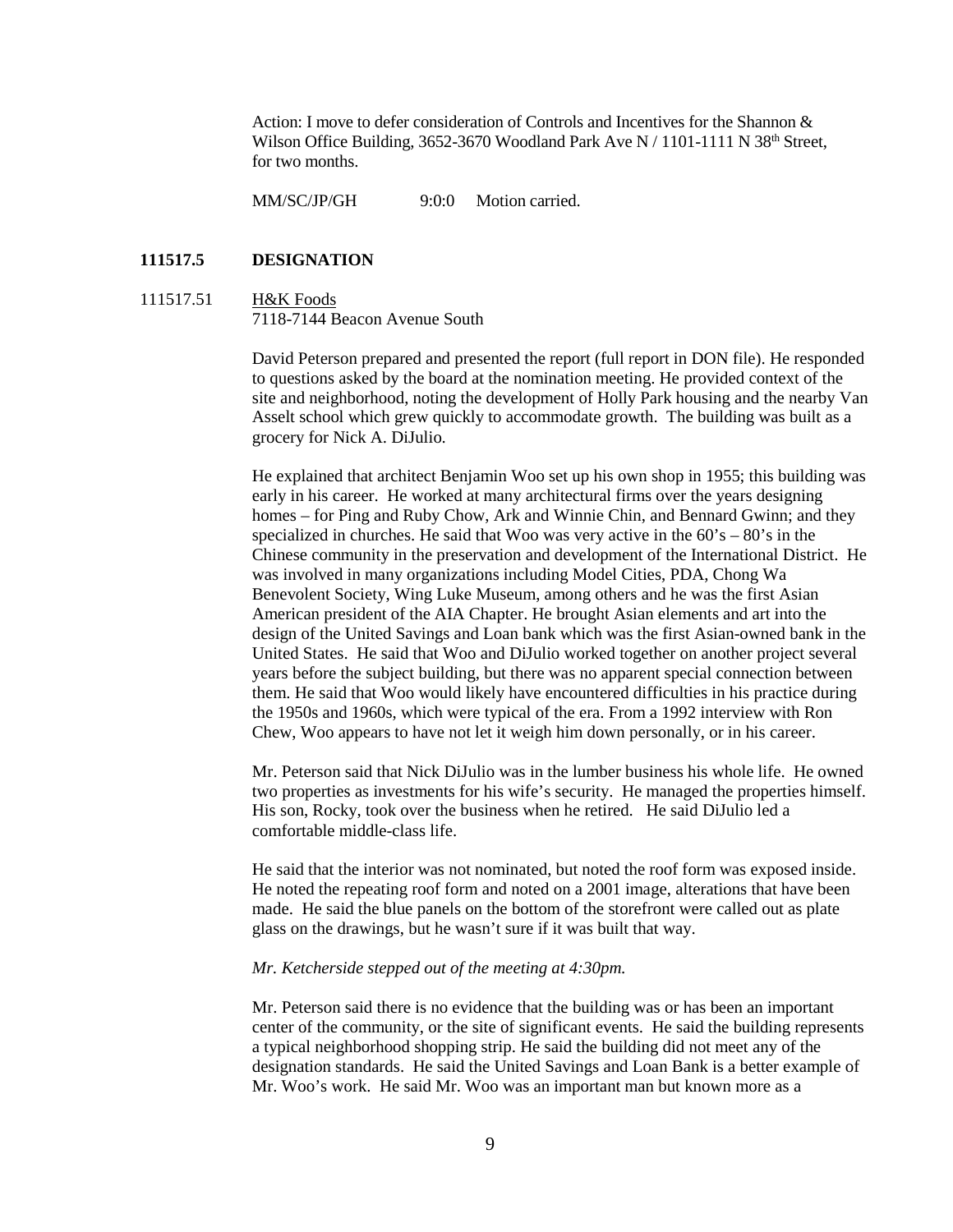Action: I move to defer consideration of Controls and Incentives for the Shannon & Wilson Office Building, 3652-3670 Woodland Park Ave N / 1101-1111 N 38th Street, for two months.

MM/SC/JP/GH 9:0:0 Motion carried.

**111517.5 DESIGNATION**

111517.51 H&K Foods
7118-7144 Beacon Avenue South

David Peterson prepared and presented the report (full report in DON file). He responded to questions asked by the board at the nomination meeting. He provided context of the site and neighborhood, noting the development of Holly Park housing and the nearby Van Asselt school which grew quickly to accommodate growth. The building was built as a grocery for Nick A. DiJulio.

He explained that architect Benjamin Woo set up his own shop in 1955; this building was early in his career. He worked at many architectural firms over the years designing homes – for Ping and Ruby Chow, Ark and Winnie Chin, and Bennard Gwinn; and they specialized in churches. He said that Woo was very active in the 60's – 80's in the Chinese community in the preservation and development of the International District. He was involved in many organizations including Model Cities, PDA, Chong Wa Benevolent Society, Wing Luke Museum, among others and he was the first Asian American president of the AIA Chapter. He brought Asian elements and art into the design of the United Savings and Loan bank which was the first Asian-owned bank in the United States. He said that Woo and DiJulio worked together on another project several years before the subject building, but there was no apparent special connection between them. He said that Woo would likely have encountered difficulties in his practice during the 1950s and 1960s, which were typical of the era. From a 1992 interview with Ron Chew, Woo appears to have not let it weigh him down personally, or in his career.

Mr. Peterson said that Nick DiJulio was in the lumber business his whole life. He owned two properties as investments for his wife's security. He managed the properties himself. His son, Rocky, took over the business when he retired. He said DiJulio led a comfortable middle-class life.

He said that the interior was not nominated, but noted the roof form was exposed inside. He noted the repeating roof form and noted on a 2001 image, alterations that have been made. He said the blue panels on the bottom of the storefront were called out as plate glass on the drawings, but he wasn't sure if it was built that way.

*Mr. Ketcherside stepped out of the meeting at 4:30pm.*

Mr. Peterson said there is no evidence that the building was or has been an important center of the community, or the site of significant events. He said the building represents a typical neighborhood shopping strip. He said the building did not meet any of the designation standards. He said the United Savings and Loan Bank is a better example of Mr. Woo's work. He said Mr. Woo was an important man but known more as a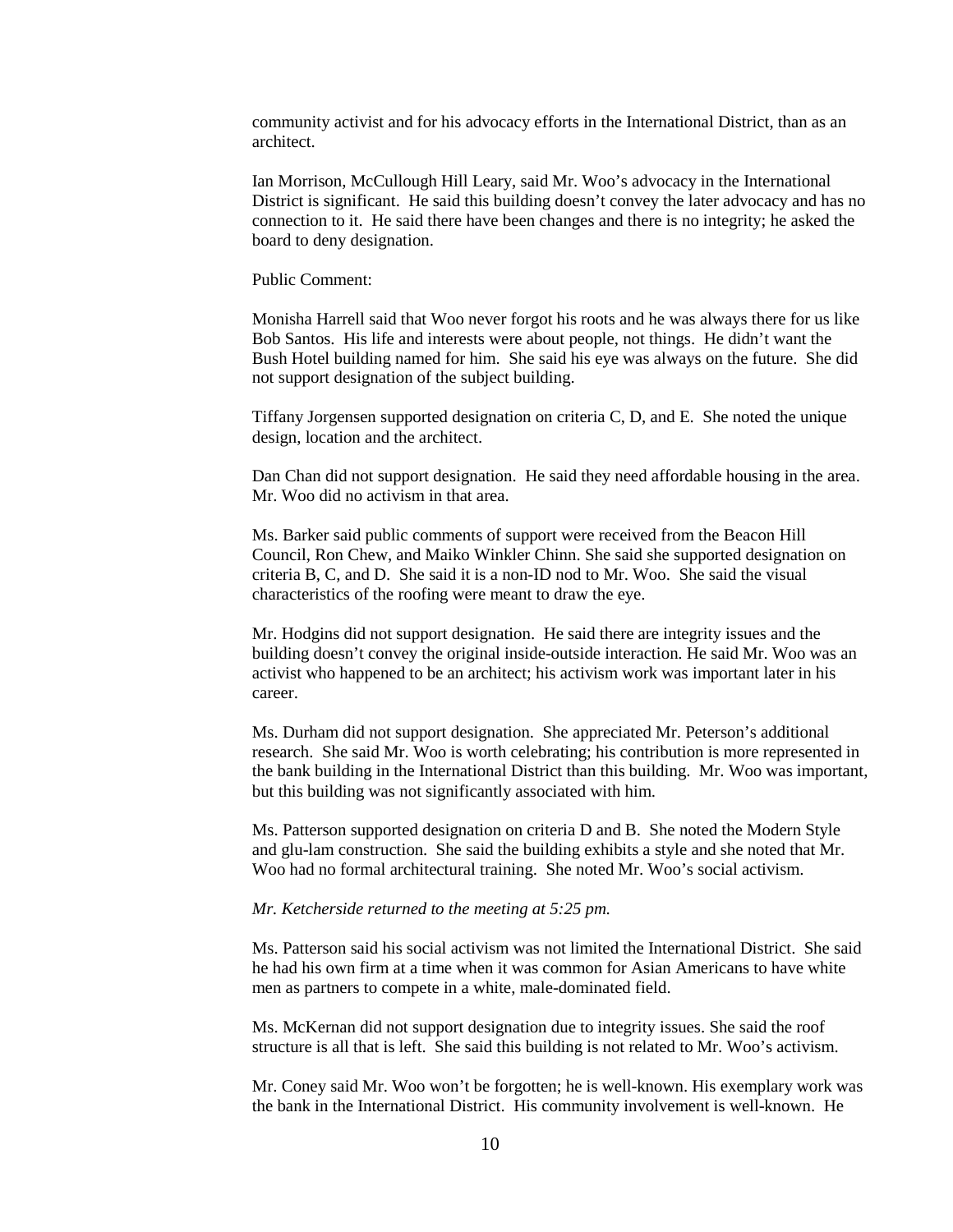community activist and for his advocacy efforts in the International District, than as an architect.

Ian Morrison, McCullough Hill Leary, said Mr. Woo's advocacy in the International District is significant. He said this building doesn't convey the later advocacy and has no connection to it. He said there have been changes and there is no integrity; he asked the board to deny designation.

Public Comment:

Monisha Harrell said that Woo never forgot his roots and he was always there for us like Bob Santos. His life and interests were about people, not things. He didn't want the Bush Hotel building named for him. She said his eye was always on the future. She did not support designation of the subject building.

Tiffany Jorgensen supported designation on criteria C, D, and E. She noted the unique design, location and the architect.

Dan Chan did not support designation. He said they need affordable housing in the area. Mr. Woo did no activism in that area.

Ms. Barker said public comments of support were received from the Beacon Hill Council, Ron Chew, and Maiko Winkler Chinn. She said she supported designation on criteria B, C, and D. She said it is a non-ID nod to Mr. Woo. She said the visual characteristics of the roofing were meant to draw the eye.

Mr. Hodgins did not support designation. He said there are integrity issues and the building doesn't convey the original inside-outside interaction. He said Mr. Woo was an activist who happened to be an architect; his activism work was important later in his career.

Ms. Durham did not support designation. She appreciated Mr. Peterson's additional research. She said Mr. Woo is worth celebrating; his contribution is more represented in the bank building in the International District than this building. Mr. Woo was important, but this building was not significantly associated with him.

Ms. Patterson supported designation on criteria D and B. She noted the Modern Style and glu-lam construction. She said the building exhibits a style and she noted that Mr. Woo had no formal architectural training. She noted Mr. Woo's social activism.

*Mr. Ketcherside returned to the meeting at 5:25 pm.*

Ms. Patterson said his social activism was not limited the International District. She said he had his own firm at a time when it was common for Asian Americans to have white men as partners to compete in a white, male-dominated field.

Ms. McKernan did not support designation due to integrity issues. She said the roof structure is all that is left. She said this building is not related to Mr. Woo's activism.

Mr. Coney said Mr. Woo won't be forgotten; he is well-known. His exemplary work was the bank in the International District. His community involvement is well-known. He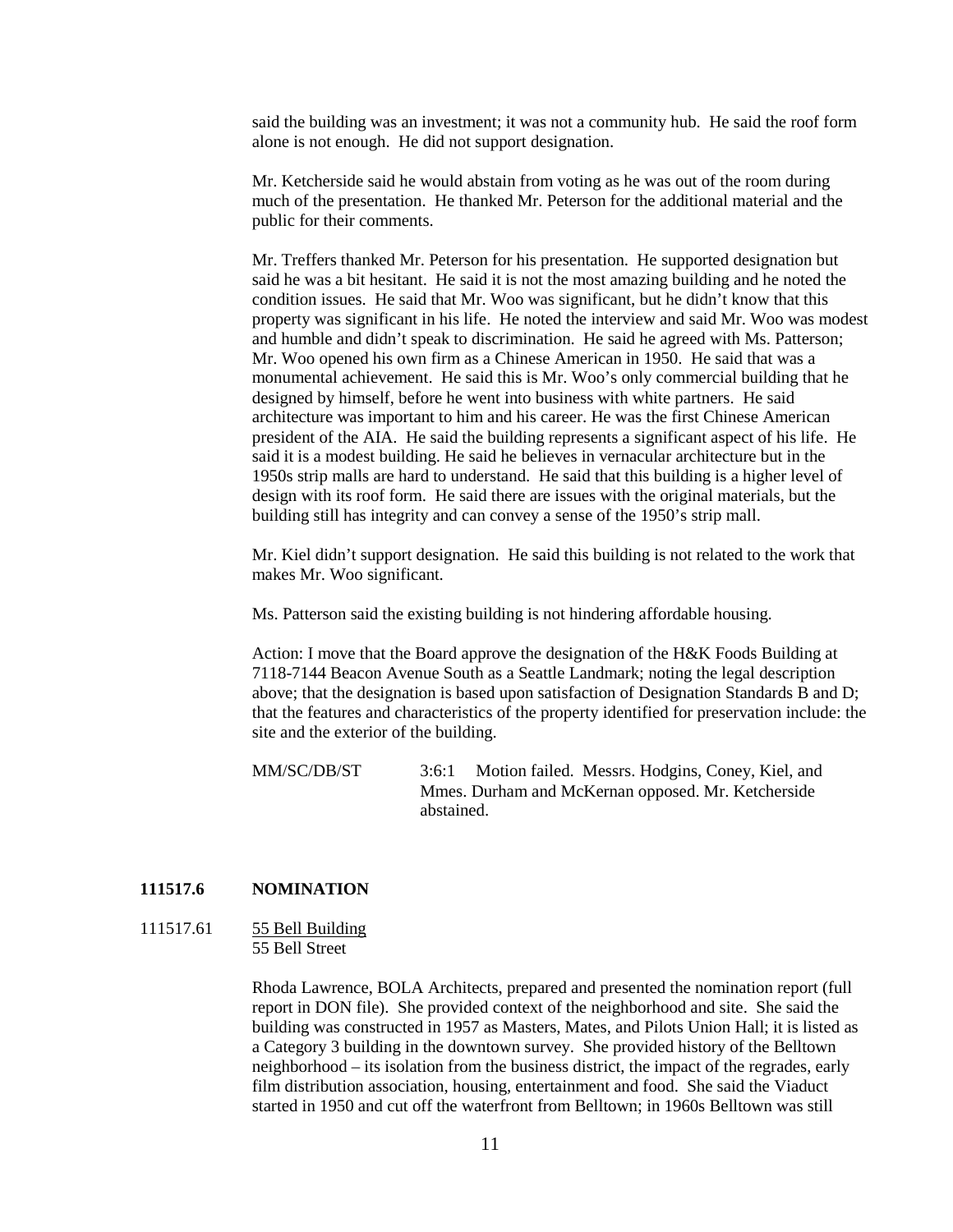said the building was an investment; it was not a community hub. He said the roof form alone is not enough. He did not support designation.

Mr. Ketcherside said he would abstain from voting as he was out of the room during much of the presentation. He thanked Mr. Peterson for the additional material and the public for their comments.

Mr. Treffers thanked Mr. Peterson for his presentation. He supported designation but said he was a bit hesitant. He said it is not the most amazing building and he noted the condition issues. He said that Mr. Woo was significant, but he didn't know that this property was significant in his life. He noted the interview and said Mr. Woo was modest and humble and didn't speak to discrimination. He said he agreed with Ms. Patterson; Mr. Woo opened his own firm as a Chinese American in 1950. He said that was a monumental achievement. He said this is Mr. Woo's only commercial building that he designed by himself, before he went into business with white partners. He said architecture was important to him and his career. He was the first Chinese American president of the AIA. He said the building represents a significant aspect of his life. He said it is a modest building. He said he believes in vernacular architecture but in the 1950s strip malls are hard to understand. He said that this building is a higher level of design with its roof form. He said there are issues with the original materials, but the building still has integrity and can convey a sense of the 1950's strip mall.

Mr. Kiel didn't support designation. He said this building is not related to the work that makes Mr. Woo significant.

Ms. Patterson said the existing building is not hindering affordable housing.

Action: I move that the Board approve the designation of the H&K Foods Building at 7118-7144 Beacon Avenue South as a Seattle Landmark; noting the legal description above; that the designation is based upon satisfaction of Designation Standards B and D; that the features and characteristics of the property identified for preservation include: the site and the exterior of the building.

MM/SC/DB/ST 3:6:1 Motion failed. Messrs. Hodgins, Coney, Kiel, and Mmes. Durham and McKernan opposed. Mr. Ketcherside abstained.

## 111517.6 NOMINATION

111517.61 55 Bell Building
55 Bell Street

Rhoda Lawrence, BOLA Architects, prepared and presented the nomination report (full report in DON file). She provided context of the neighborhood and site. She said the building was constructed in 1957 as Masters, Mates, and Pilots Union Hall; it is listed as a Category 3 building in the downtown survey. She provided history of the Belltown neighborhood – its isolation from the business district, the impact of the regrades, early film distribution association, housing, entertainment and food. She said the Viaduct started in 1950 and cut off the waterfront from Belltown; in 1960s Belltown was still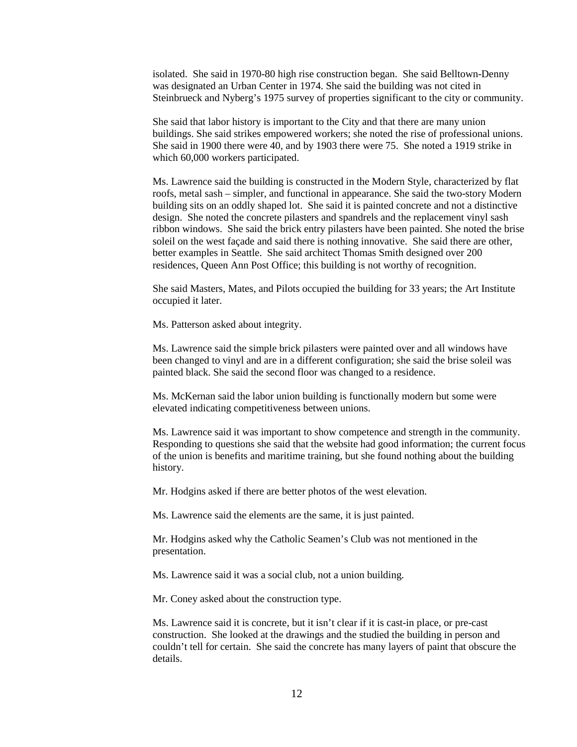isolated. She said in 1970-80 high rise construction began. She said Belltown-Denny was designated an Urban Center in 1974. She said the building was not cited in Steinbrueck and Nyberg's 1975 survey of properties significant to the city or community.

She said that labor history is important to the City and that there are many union buildings. She said strikes empowered workers; she noted the rise of professional unions. She said in 1900 there were 40, and by 1903 there were 75. She noted a 1919 strike in which 60,000 workers participated.

Ms. Lawrence said the building is constructed in the Modern Style, characterized by flat roofs, metal sash – simpler, and functional in appearance. She said the two-story Modern building sits on an oddly shaped lot. She said it is painted concrete and not a distinctive design. She noted the concrete pilasters and spandrels and the replacement vinyl sash ribbon windows. She said the brick entry pilasters have been painted. She noted the brise soleil on the west façade and said there is nothing innovative. She said there are other, better examples in Seattle. She said architect Thomas Smith designed over 200 residences, Queen Ann Post Office; this building is not worthy of recognition.

She said Masters, Mates, and Pilots occupied the building for 33 years; the Art Institute occupied it later.

Ms. Patterson asked about integrity.

Ms. Lawrence said the simple brick pilasters were painted over and all windows have been changed to vinyl and are in a different configuration; she said the brise soleil was painted black. She said the second floor was changed to a residence.

Ms. McKernan said the labor union building is functionally modern but some were elevated indicating competitiveness between unions.

Ms. Lawrence said it was important to show competence and strength in the community. Responding to questions she said that the website had good information; the current focus of the union is benefits and maritime training, but she found nothing about the building history.

Mr. Hodgins asked if there are better photos of the west elevation.

Ms. Lawrence said the elements are the same, it is just painted.

Mr. Hodgins asked why the Catholic Seamen's Club was not mentioned in the presentation.

Ms. Lawrence said it was a social club, not a union building.

Mr. Coney asked about the construction type.

Ms. Lawrence said it is concrete, but it isn't clear if it is cast-in place, or pre-cast construction. She looked at the drawings and the studied the building in person and couldn't tell for certain. She said the concrete has many layers of paint that obscure the details.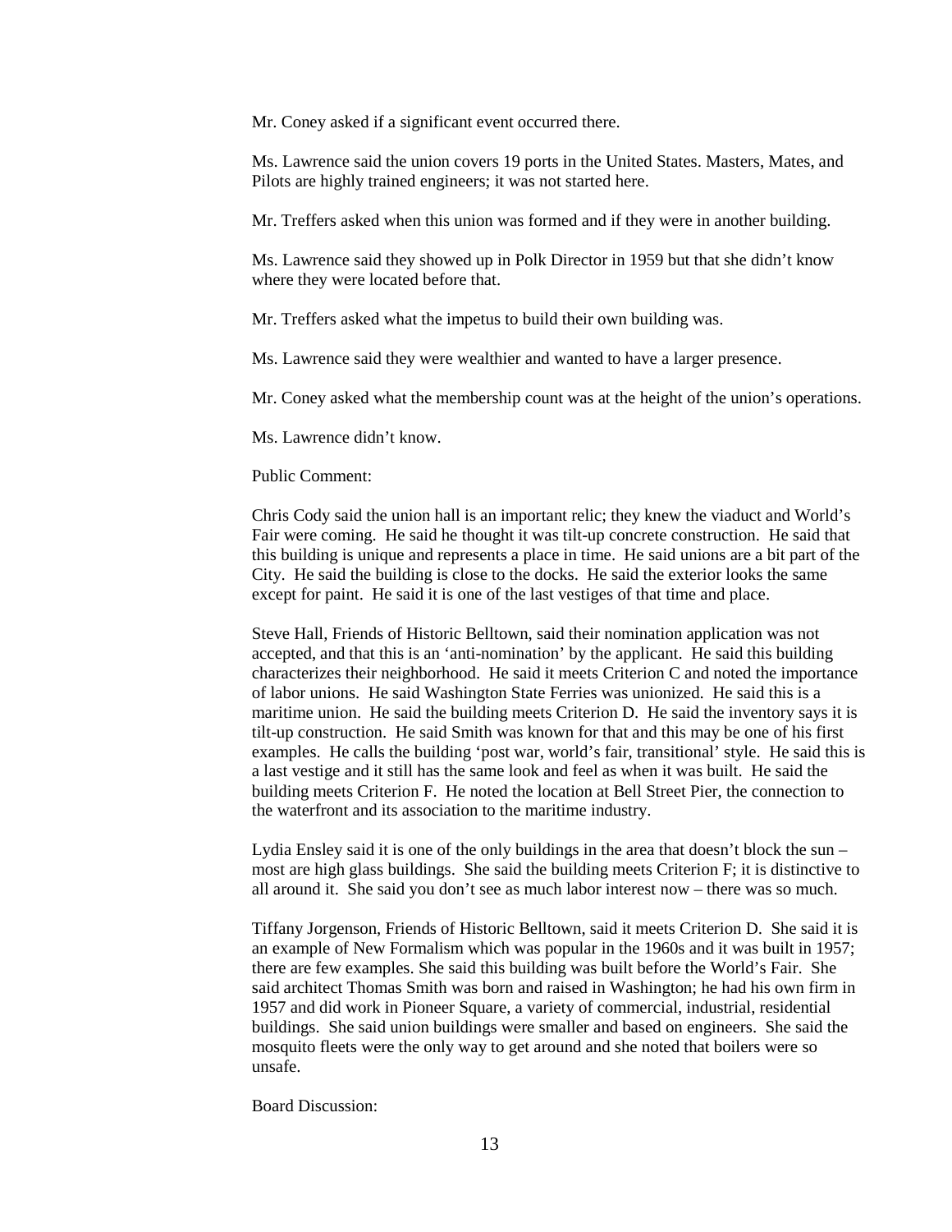Mr. Coney asked if a significant event occurred there.

Ms. Lawrence said the union covers 19 ports in the United States. Masters, Mates, and Pilots are highly trained engineers; it was not started here.

Mr. Treffers asked when this union was formed and if they were in another building.

Ms. Lawrence said they showed up in Polk Director in 1959 but that she didn't know where they were located before that.

Mr. Treffers asked what the impetus to build their own building was.

Ms. Lawrence said they were wealthier and wanted to have a larger presence.

Mr. Coney asked what the membership count was at the height of the union's operations.

Ms. Lawrence didn't know.

Public Comment:

Chris Cody said the union hall is an important relic; they knew the viaduct and World's Fair were coming. He said he thought it was tilt-up concrete construction. He said that this building is unique and represents a place in time. He said unions are a bit part of the City. He said the building is close to the docks. He said the exterior looks the same except for paint. He said it is one of the last vestiges of that time and place.

Steve Hall, Friends of Historic Belltown, said their nomination application was not accepted, and that this is an 'anti-nomination' by the applicant. He said this building characterizes their neighborhood. He said it meets Criterion C and noted the importance of labor unions. He said Washington State Ferries was unionized. He said this is a maritime union. He said the building meets Criterion D. He said the inventory says it is tilt-up construction. He said Smith was known for that and this may be one of his first examples. He calls the building 'post war, world's fair, transitional' style. He said this is a last vestige and it still has the same look and feel as when it was built. He said the building meets Criterion F. He noted the location at Bell Street Pier, the connection to the waterfront and its association to the maritime industry.

Lydia Ensley said it is one of the only buildings in the area that doesn't block the sun – most are high glass buildings. She said the building meets Criterion F; it is distinctive to all around it. She said you don't see as much labor interest now – there was so much.

Tiffany Jorgenson, Friends of Historic Belltown, said it meets Criterion D. She said it is an example of New Formalism which was popular in the 1960s and it was built in 1957; there are few examples. She said this building was built before the World's Fair. She said architect Thomas Smith was born and raised in Washington; he had his own firm in 1957 and did work in Pioneer Square, a variety of commercial, industrial, residential buildings. She said union buildings were smaller and based on engineers. She said the mosquito fleets were the only way to get around and she noted that boilers were so unsafe.

Board Discussion: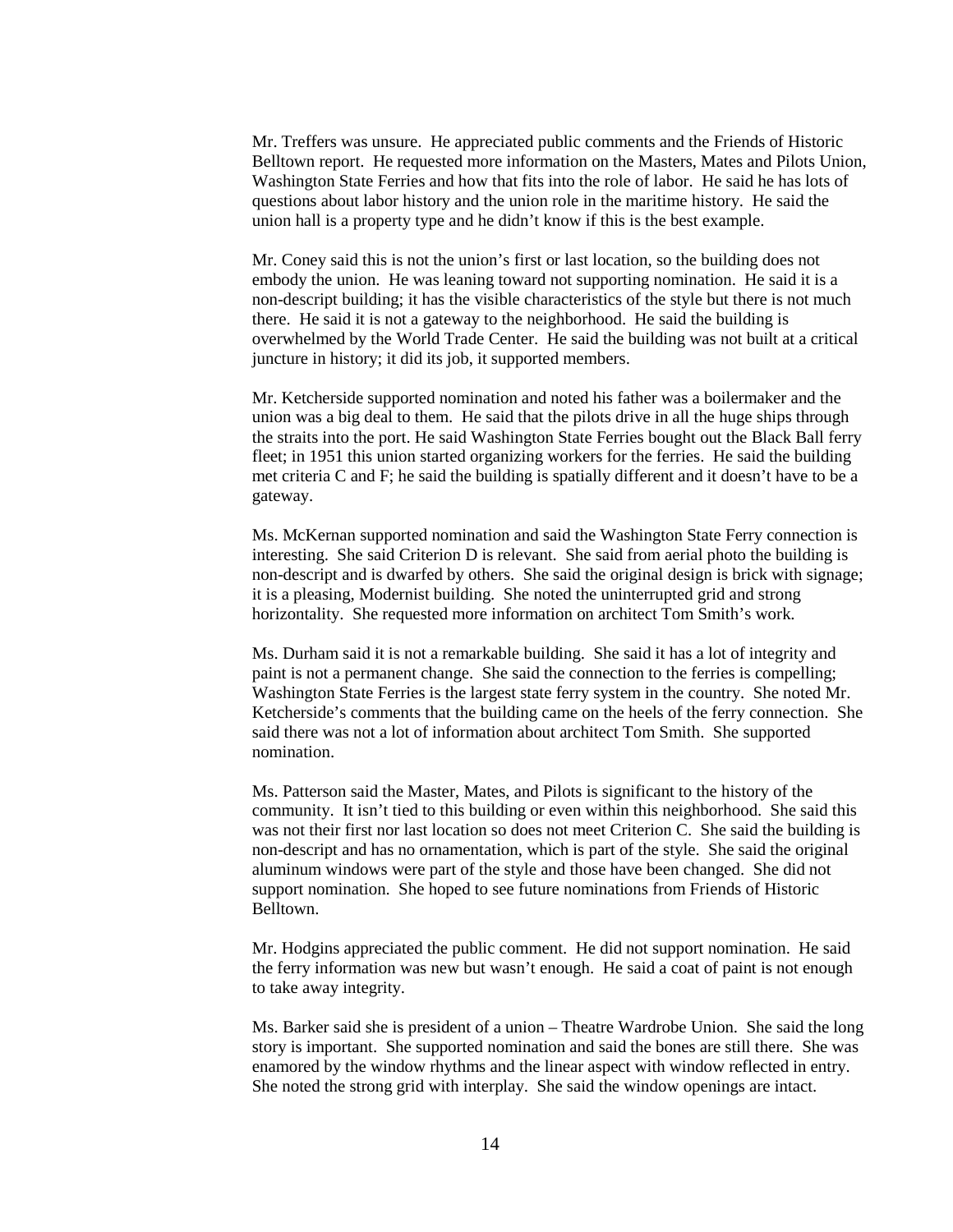Mr. Treffers was unsure. He appreciated public comments and the Friends of Historic Belltown report. He requested more information on the Masters, Mates and Pilots Union, Washington State Ferries and how that fits into the role of labor. He said he has lots of questions about labor history and the union role in the maritime history. He said the union hall is a property type and he didn't know if this is the best example.

Mr. Coney said this is not the union's first or last location, so the building does not embody the union. He was leaning toward not supporting nomination. He said it is a non-descript building; it has the visible characteristics of the style but there is not much there. He said it is not a gateway to the neighborhood. He said the building is overwhelmed by the World Trade Center. He said the building was not built at a critical juncture in history; it did its job, it supported members.

Mr. Ketcherside supported nomination and noted his father was a boilermaker and the union was a big deal to them. He said that the pilots drive in all the huge ships through the straits into the port. He said Washington State Ferries bought out the Black Ball ferry fleet; in 1951 this union started organizing workers for the ferries. He said the building met criteria C and F; he said the building is spatially different and it doesn't have to be a gateway.

Ms. McKernan supported nomination and said the Washington State Ferry connection is interesting. She said Criterion D is relevant. She said from aerial photo the building is non-descript and is dwarfed by others. She said the original design is brick with signage; it is a pleasing, Modernist building. She noted the uninterrupted grid and strong horizontality. She requested more information on architect Tom Smith's work.

Ms. Durham said it is not a remarkable building. She said it has a lot of integrity and paint is not a permanent change. She said the connection to the ferries is compelling; Washington State Ferries is the largest state ferry system in the country. She noted Mr. Ketcherside's comments that the building came on the heels of the ferry connection. She said there was not a lot of information about architect Tom Smith. She supported nomination.

Ms. Patterson said the Master, Mates, and Pilots is significant to the history of the community. It isn't tied to this building or even within this neighborhood. She said this was not their first nor last location so does not meet Criterion C. She said the building is non-descript and has no ornamentation, which is part of the style. She said the original aluminum windows were part of the style and those have been changed. She did not support nomination. She hoped to see future nominations from Friends of Historic Belltown.

Mr. Hodgins appreciated the public comment. He did not support nomination. He said the ferry information was new but wasn't enough. He said a coat of paint is not enough to take away integrity.

Ms. Barker said she is president of a union – Theatre Wardrobe Union. She said the long story is important. She supported nomination and said the bones are still there. She was enamored by the window rhythms and the linear aspect with window reflected in entry. She noted the strong grid with interplay. She said the window openings are intact.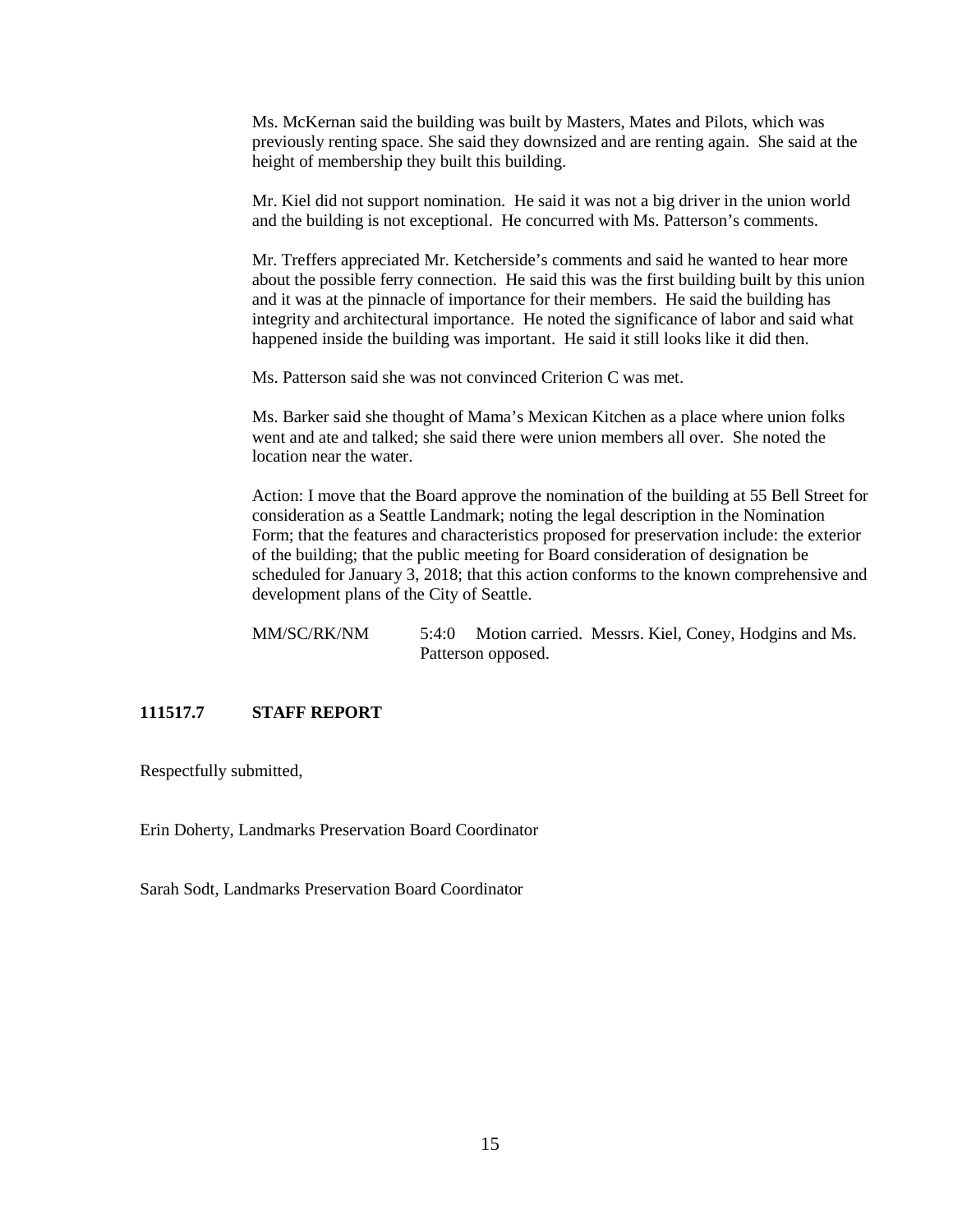Ms. McKernan said the building was built by Masters, Mates and Pilots, which was previously renting space. She said they downsized and are renting again. She said at the height of membership they built this building.

Mr. Kiel did not support nomination. He said it was not a big driver in the union world and the building is not exceptional. He concurred with Ms. Patterson's comments.

Mr. Treffers appreciated Mr. Ketcherside's comments and said he wanted to hear more about the possible ferry connection. He said this was the first building built by this union and it was at the pinnacle of importance for their members. He said the building has integrity and architectural importance. He noted the significance of labor and said what happened inside the building was important. He said it still looks like it did then.

Ms. Patterson said she was not convinced Criterion C was met.

Ms. Barker said she thought of Mama's Mexican Kitchen as a place where union folks went and ate and talked; she said there were union members all over. She noted the location near the water.

Action: I move that the Board approve the nomination of the building at 55 Bell Street for consideration as a Seattle Landmark; noting the legal description in the Nomination Form; that the features and characteristics proposed for preservation include: the exterior of the building; that the public meeting for Board consideration of designation be scheduled for January 3, 2018; that this action conforms to the known comprehensive and development plans of the City of Seattle.

MM/SC/RK/NM 5:4:0 Motion carried. Messrs. Kiel, Coney, Hodgins and Ms. Patterson opposed.

**111517.7 STAFF REPORT**

Respectfully submitted,

Erin Doherty, Landmarks Preservation Board Coordinator

Sarah Sodt, Landmarks Preservation Board Coordinator